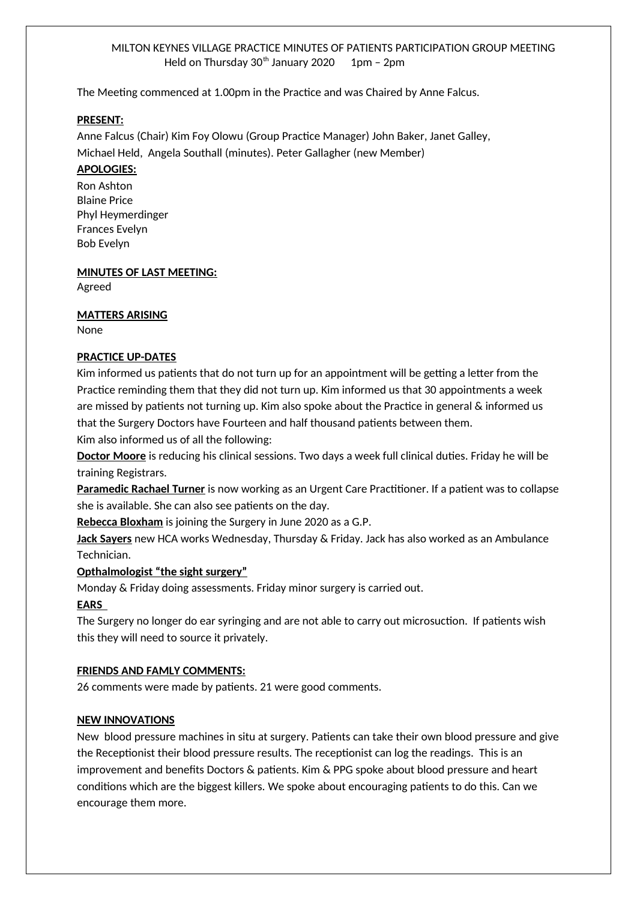MILTON KEYNES VILLAGE PRACTICE MINUTES OF PATIENTS PARTICIPATION GROUP MEETING
Held on Thursday 30th January 2020     1pm – 2pm

The Meeting commenced at 1.00pm in the Practice and was Chaired by Anne Falcus.

**PRESENT:**

Anne Falcus (Chair) Kim Foy Olowu (Group Practice Manager) John Baker, Janet Galley, Michael Held, Angela Southall (minutes). Peter Gallagher (new Member)

**APOLOGIES:**

Ron Ashton
Blaine Price
Phyl Heymerdinger
Frances Evelyn
Bob Evelyn

**MINUTES OF LAST MEETING:**

Agreed

**MATTERS ARISING**

None

**PRACTICE UP-DATES**

Kim informed us patients that do not turn up for an appointment will be getting a letter from the Practice reminding them that they did not turn up. Kim informed us that 30 appointments a week are missed by patients not turning up. Kim also spoke about the Practice in general & informed us that the Surgery Doctors have Fourteen and half thousand patients between them.
Kim also informed us of all the following:

**Doctor Moore** is reducing his clinical sessions. Two days a week full clinical duties. Friday he will be training Registrars.

**Paramedic Rachael Turner** is now working as an Urgent Care Practitioner. If a patient was to collapse she is available. She can also see patients on the day.

**Rebecca Bloxham** is joining the Surgery in June 2020 as a G.P.

**Jack Sayers** new HCA works Wednesday, Thursday & Friday. Jack has also worked as an Ambulance Technician.

**Opthalmologist "the sight surgery"**

Monday & Friday doing assessments. Friday minor surgery is carried out.

**EARS**

The Surgery no longer do ear syringing and are not able to carry out microsuction. If patients wish this they will need to source it privately.

**FRIENDS AND FAMLY COMMENTS:**

26 comments were made by patients. 21 were good comments.

**NEW INNOVATIONS**

New blood pressure machines in situ at surgery. Patients can take their own blood pressure and give the Receptionist their blood pressure results. The receptionist can log the readings. This is an improvement and benefits Doctors & patients. Kim & PPG spoke about blood pressure and heart conditions which are the biggest killers. We spoke about encouraging patients to do this. Can we encourage them more.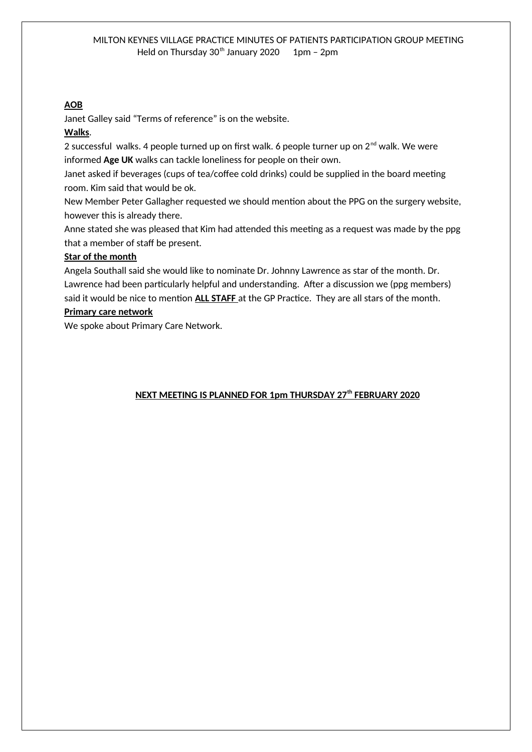MILTON KEYNES VILLAGE PRACTICE MINUTES OF PATIENTS PARTICIPATION GROUP MEETING
Held on Thursday 30th January 2020 1pm – 2pm

**<u>AOB</u>**

Janet Galley said "Terms of reference" is on the website.

**<u>Walks</u>**.

2 successful walks. 4 people turned up on first walk. 6 people turner up on 2nd walk. We were informed **Age UK** walks can tackle loneliness for people on their own.

Janet asked if beverages (cups of tea/coffee cold drinks) could be supplied in the board meeting room. Kim said that would be ok.

New Member Peter Gallagher requested we should mention about the PPG on the surgery website, however this is already there.

Anne stated she was pleased that Kim had attended this meeting as a request was made by the ppg that a member of staff be present.

**<u>Star of the month</u>**

Angela Southall said she would like to nominate Dr. Johnny Lawrence as star of the month. Dr. Lawrence had been particularly helpful and understanding. After a discussion we (ppg members) said it would be nice to mention **<u>ALL STAFF</u>** at the GP Practice. They are all stars of the month.

**<u>Primary care network</u>**

We spoke about Primary Care Network.

**<u>NEXT MEETING IS PLANNED FOR 1pm THURSDAY 27th FEBRUARY 2020</u>**